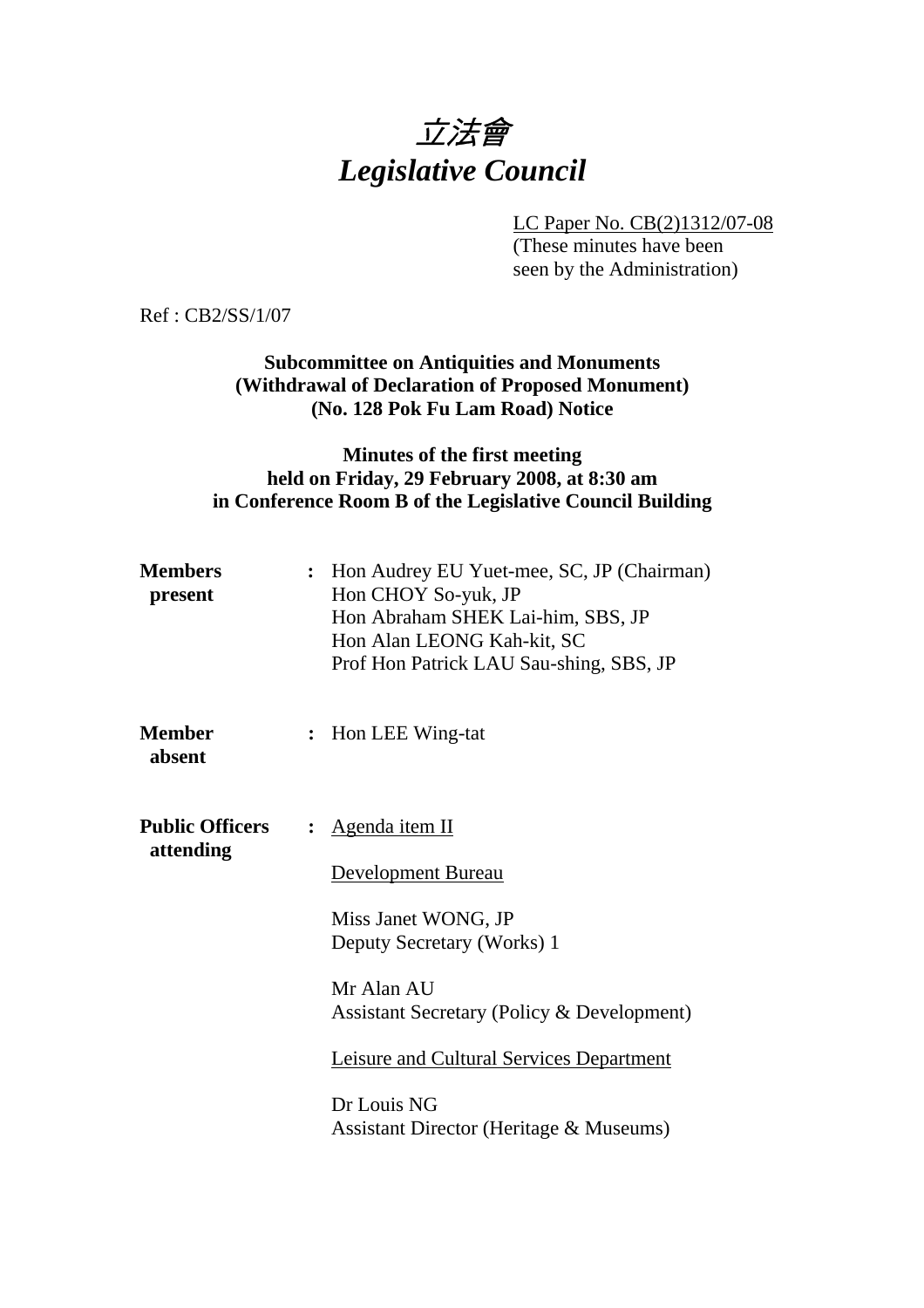# *立法會*
# *Legislative Council*

LC Paper No. CB(2)1312/07-08
(These minutes have been seen by the Administration)

Ref : CB2/SS/1/07

**Subcommittee on Antiquities and Monuments (Withdrawal of Declaration of Proposed Monument) (No. 128 Pok Fu Lam Road) Notice**

**Minutes of the first meeting held on Friday, 29 February 2008, at 8:30 am in Conference Room B of the Legislative Council Building**

**Members present** : Hon Audrey EU Yuet-mee, SC, JP (Chairman)
Hon CHOY So-yuk, JP
Hon Abraham SHEK Lai-him, SBS, JP
Hon Alan LEONG Kah-kit, SC
Prof Hon Patrick LAU Sau-shing, SBS, JP

**Member absent** : Hon LEE Wing-tat

**Public Officers attending** : Agenda item II

Development Bureau

Miss Janet WONG, JP
Deputy Secretary (Works) 1

Mr Alan AU
Assistant Secretary (Policy & Development)

Leisure and Cultural Services Department

Dr Louis NG
Assistant Director (Heritage & Museums)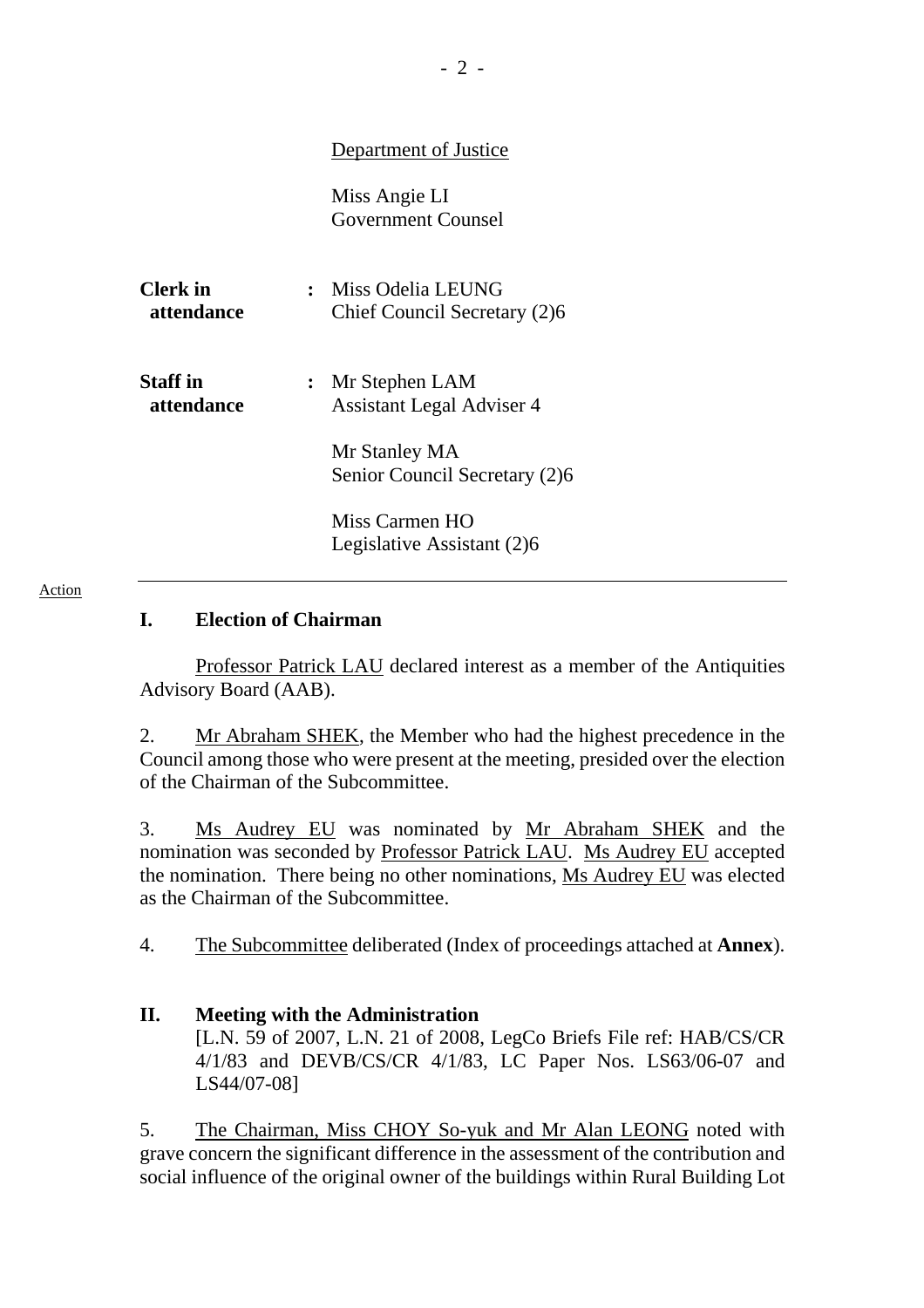Department of Justice

Miss Angie LI
Government Counsel

| | | |
|---|---|---|
| **Clerk in attendance** | **:** | Miss Odelia LEUNG<br>Chief Council Secretary (2)6 |
| **Staff in attendance** | **:** | Mr Stephen LAM<br>Assistant Legal Adviser 4<br><br>Mr Stanley MA<br>Senior Council Secretary (2)6<br><br>Miss Carmen HO<br>Legislative Assistant (2)6 |

---

Action

## I. Election of Chairman

Professor Patrick LAU declared interest as a member of the Antiquities Advisory Board (AAB).

2. Mr Abraham SHEK, the Member who had the highest precedence in the Council among those who were present at the meeting, presided over the election of the Chairman of the Subcommittee.

3. Ms Audrey EU was nominated by Mr Abraham SHEK and the nomination was seconded by Professor Patrick LAU. Ms Audrey EU accepted the nomination. There being no other nominations, Ms Audrey EU was elected as the Chairman of the Subcommittee.

4. The Subcommittee deliberated (Index of proceedings attached at **Annex**).

## II. Meeting with the Administration

[L.N. 59 of 2007, L.N. 21 of 2008, LegCo Briefs File ref: HAB/CS/CR 4/1/83 and DEVB/CS/CR 4/1/83, LC Paper Nos. LS63/06-07 and LS44/07-08]

5. The Chairman, Miss CHOY So-yuk and Mr Alan LEONG noted with grave concern the significant difference in the assessment of the contribution and social influence of the original owner of the buildings within Rural Building Lot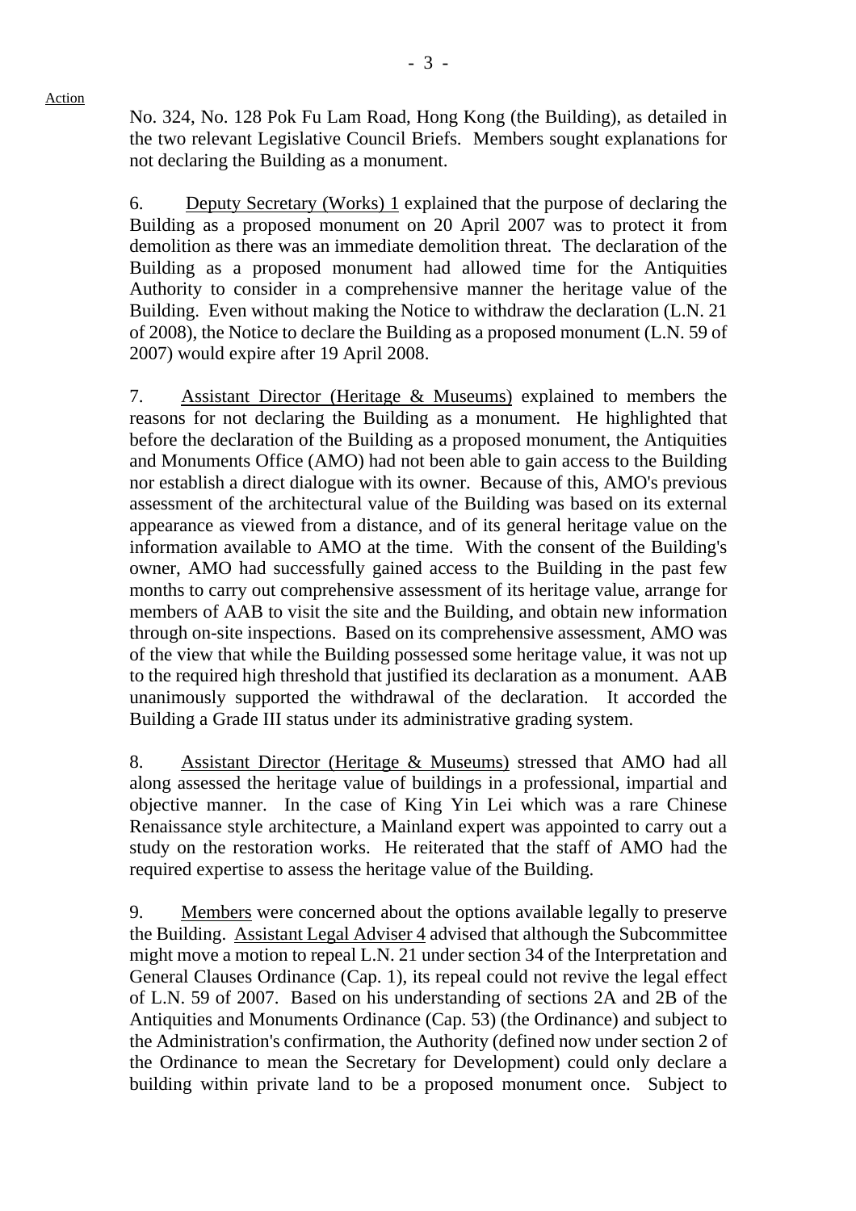Action

No. 324, No. 128 Pok Fu Lam Road, Hong Kong (the Building), as detailed in the two relevant Legislative Council Briefs. Members sought explanations for not declaring the Building as a monument.

6. Deputy Secretary (Works) 1 explained that the purpose of declaring the Building as a proposed monument on 20 April 2007 was to protect it from demolition as there was an immediate demolition threat. The declaration of the Building as a proposed monument had allowed time for the Antiquities Authority to consider in a comprehensive manner the heritage value of the Building. Even without making the Notice to withdraw the declaration (L.N. 21 of 2008), the Notice to declare the Building as a proposed monument (L.N. 59 of 2007) would expire after 19 April 2008.

7. Assistant Director (Heritage & Museums) explained to members the reasons for not declaring the Building as a monument. He highlighted that before the declaration of the Building as a proposed monument, the Antiquities and Monuments Office (AMO) had not been able to gain access to the Building nor establish a direct dialogue with its owner. Because of this, AMO's previous assessment of the architectural value of the Building was based on its external appearance as viewed from a distance, and of its general heritage value on the information available to AMO at the time. With the consent of the Building's owner, AMO had successfully gained access to the Building in the past few months to carry out comprehensive assessment of its heritage value, arrange for members of AAB to visit the site and the Building, and obtain new information through on-site inspections. Based on its comprehensive assessment, AMO was of the view that while the Building possessed some heritage value, it was not up to the required high threshold that justified its declaration as a monument. AAB unanimously supported the withdrawal of the declaration. It accorded the Building a Grade III status under its administrative grading system.

8. Assistant Director (Heritage & Museums) stressed that AMO had all along assessed the heritage value of buildings in a professional, impartial and objective manner. In the case of King Yin Lei which was a rare Chinese Renaissance style architecture, a Mainland expert was appointed to carry out a study on the restoration works. He reiterated that the staff of AMO had the required expertise to assess the heritage value of the Building.

9. Members were concerned about the options available legally to preserve the Building. Assistant Legal Adviser 4 advised that although the Subcommittee might move a motion to repeal L.N. 21 under section 34 of the Interpretation and General Clauses Ordinance (Cap. 1), its repeal could not revive the legal effect of L.N. 59 of 2007. Based on his understanding of sections 2A and 2B of the Antiquities and Monuments Ordinance (Cap. 53) (the Ordinance) and subject to the Administration's confirmation, the Authority (defined now under section 2 of the Ordinance to mean the Secretary for Development) could only declare a building within private land to be a proposed monument once. Subject to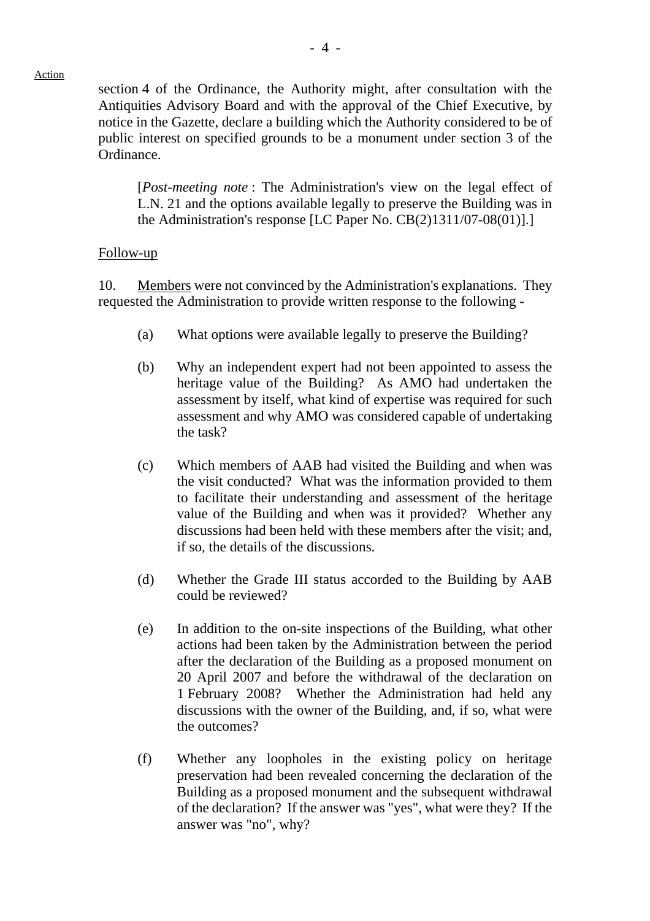Action

section 4 of the Ordinance, the Authority might, after consultation with the Antiquities Advisory Board and with the approval of the Chief Executive, by notice in the Gazette, declare a building which the Authority considered to be of public interest on specified grounds to be a monument under section 3 of the Ordinance.

> [*Post-meeting note* : The Administration's view on the legal effect of L.N. 21 and the options available legally to preserve the Building was in the Administration's response [LC Paper No. CB(2)1311/07-08(01)].]

Follow-up

10. Members were not convinced by the Administration's explanations. They requested the Administration to provide written response to the following -

(a) What options were available legally to preserve the Building?

(b) Why an independent expert had not been appointed to assess the heritage value of the Building? As AMO had undertaken the assessment by itself, what kind of expertise was required for such assessment and why AMO was considered capable of undertaking the task?

(c) Which members of AAB had visited the Building and when was the visit conducted? What was the information provided to them to facilitate their understanding and assessment of the heritage value of the Building and when was it provided? Whether any discussions had been held with these members after the visit; and, if so, the details of the discussions.

(d) Whether the Grade III status accorded to the Building by AAB could be reviewed?

(e) In addition to the on-site inspections of the Building, what other actions had been taken by the Administration between the period after the declaration of the Building as a proposed monument on 20 April 2007 and before the withdrawal of the declaration on 1 February 2008? Whether the Administration had held any discussions with the owner of the Building, and, if so, what were the outcomes?

(f) Whether any loopholes in the existing policy on heritage preservation had been revealed concerning the declaration of the Building as a proposed monument and the subsequent withdrawal of the declaration? If the answer was "yes", what were they? If the answer was "no", why?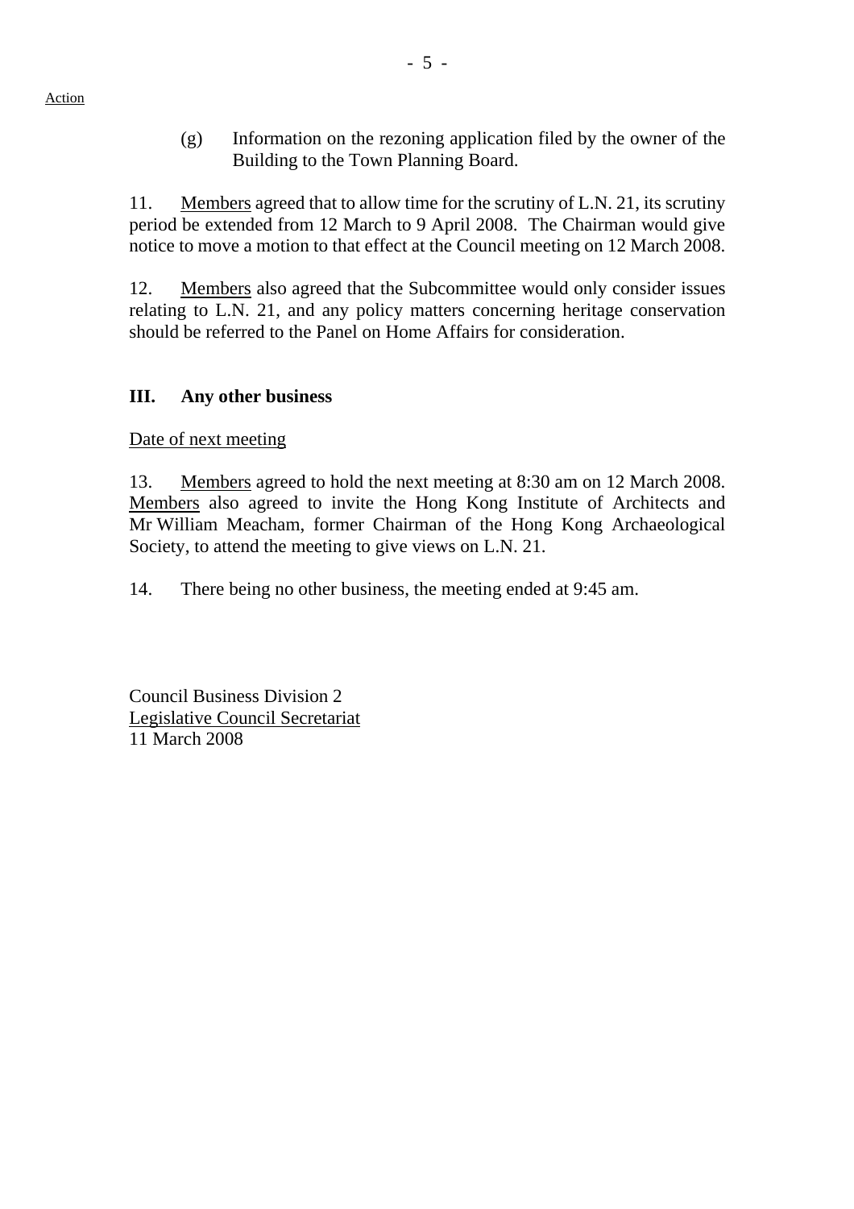Action

(g) Information on the rezoning application filed by the owner of the Building to the Town Planning Board.

11. Members agreed that to allow time for the scrutiny of L.N. 21, its scrutiny period be extended from 12 March to 9 April 2008. The Chairman would give notice to move a motion to that effect at the Council meeting on 12 March 2008.

12. Members also agreed that the Subcommittee would only consider issues relating to L.N. 21, and any policy matters concerning heritage conservation should be referred to the Panel on Home Affairs for consideration.

## III. Any other business

Date of next meeting

13. Members agreed to hold the next meeting at 8:30 am on 12 March 2008. Members also agreed to invite the Hong Kong Institute of Architects and Mr William Meacham, former Chairman of the Hong Kong Archaeological Society, to attend the meeting to give views on L.N. 21.

14. There being no other business, the meeting ended at 9:45 am.

Council Business Division 2
Legislative Council Secretariat
11 March 2008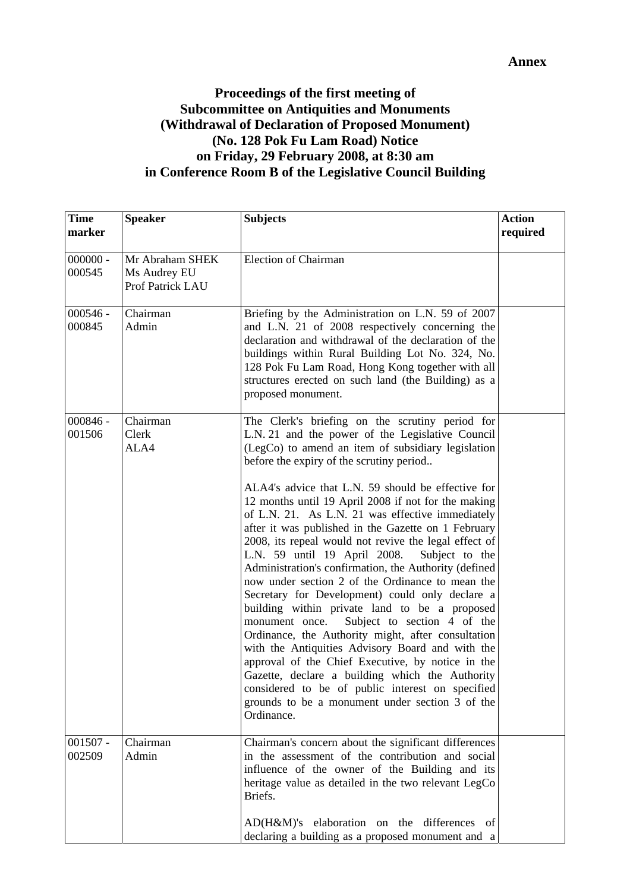**Annex**

# Proceedings of the first meeting of Subcommittee on Antiquities and Monuments (Withdrawal of Declaration of Proposed Monument) (No. 128 Pok Fu Lam Road) Notice on Friday, 29 February 2008, at 8:30 am in Conference Room B of the Legislative Council Building

| Time marker | Speaker | Subjects | Action required |
|---|---|---|---|
| 000000 - 000545 | Mr Abraham SHEK<br>Ms Audrey EU<br>Prof Patrick LAU | Election of Chairman | |
| 000546 - 000845 | Chairman<br>Admin | Briefing by the Administration on L.N. 59 of 2007 and L.N. 21 of 2008 respectively concerning the declaration and withdrawal of the declaration of the buildings within Rural Building Lot No. 324, No. 128 Pok Fu Lam Road, Hong Kong together with all structures erected on such land (the Building) as a proposed monument. | |
| 000846 - 001506 | Chairman<br>Clerk<br>ALA4 | The Clerk's briefing on the scrutiny period for L.N. 21 and the power of the Legislative Council (LegCo) to amend an item of subsidiary legislation before the expiry of the scrutiny period..<br><br>ALA4's advice that L.N. 59 should be effective for 12 months until 19 April 2008 if not for the making of L.N. 21. As L.N. 21 was effective immediately after it was published in the Gazette on 1 February 2008, its repeal would not revive the legal effect of L.N. 59 until 19 April 2008. Subject to the Administration's confirmation, the Authority (defined now under section 2 of the Ordinance to mean the Secretary for Development) could only declare a building within private land to be a proposed monument once. Subject to section 4 of the Ordinance, the Authority might, after consultation with the Antiquities Advisory Board and with the approval of the Chief Executive, by notice in the Gazette, declare a building which the Authority considered to be of public interest on specified grounds to be a monument under section 3 of the Ordinance. | |
| 001507 - 002509 | Chairman<br>Admin | Chairman's concern about the significant differences in the assessment of the contribution and social influence of the owner of the Building and its heritage value as detailed in the two relevant LegCo Briefs.<br><br>AD(H&M)'s elaboration on the differences of declaring a building as a proposed monument and a | |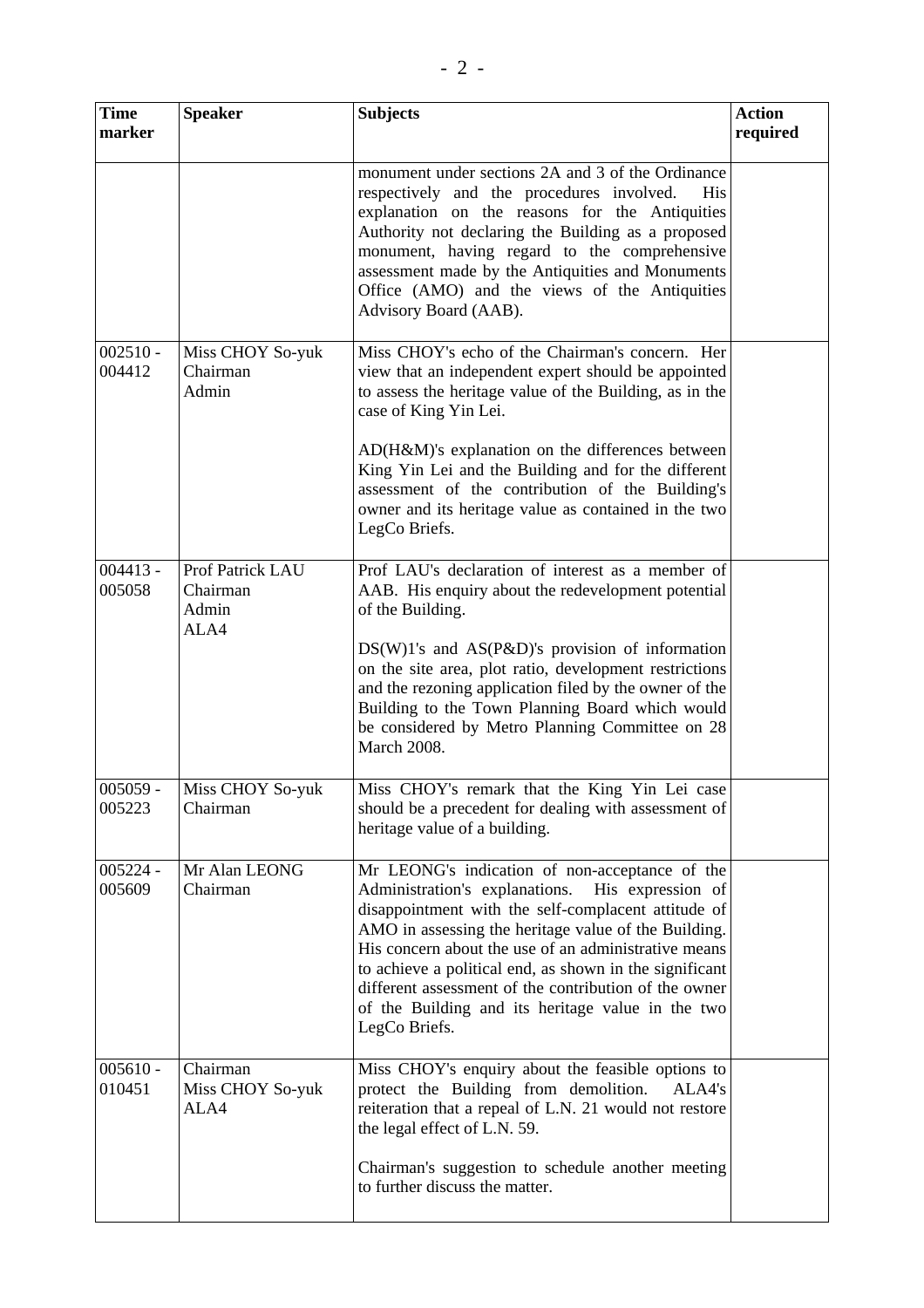| Time marker | Speaker | Subjects | Action required |
|---|---|---|---|
| | | monument under sections 2A and 3 of the Ordinance respectively and the procedures involved. His explanation on the reasons for the Antiquities Authority not declaring the Building as a proposed monument, having regard to the comprehensive assessment made by the Antiquities and Monuments Office (AMO) and the views of the Antiquities Advisory Board (AAB). | |
| 002510 - 004412 | Miss CHOY So-yuk<br>Chairman<br>Admin | Miss CHOY's echo of the Chairman's concern. Her view that an independent expert should be appointed to assess the heritage value of the Building, as in the case of King Yin Lei.<br><br>AD(H&M)'s explanation on the differences between King Yin Lei and the Building and for the different assessment of the contribution of the Building's owner and its heritage value as contained in the two LegCo Briefs. | |
| 004413 - 005058 | Prof Patrick LAU<br>Chairman<br>Admin<br>ALA4 | Prof LAU's declaration of interest as a member of AAB. His enquiry about the redevelopment potential of the Building.<br><br>DS(W)1's and AS(P&D)'s provision of information on the site area, plot ratio, development restrictions and the rezoning application filed by the owner of the Building to the Town Planning Board which would be considered by Metro Planning Committee on 28 March 2008. | |
| 005059 - 005223 | Miss CHOY So-yuk<br>Chairman | Miss CHOY's remark that the King Yin Lei case should be a precedent for dealing with assessment of heritage value of a building. | |
| 005224 - 005609 | Mr Alan LEONG<br>Chairman | Mr LEONG's indication of non-acceptance of the Administration's explanations. His expression of disappointment with the self-complacent attitude of AMO in assessing the heritage value of the Building. His concern about the use of an administrative means to achieve a political end, as shown in the significant different assessment of the contribution of the owner of the Building and its heritage value in the two LegCo Briefs. | |
| 005610 - 010451 | Chairman<br>Miss CHOY So-yuk<br>ALA4 | Miss CHOY's enquiry about the feasible options to protect the Building from demolition. ALA4's reiteration that a repeal of L.N. 21 would not restore the legal effect of L.N. 59.<br><br>Chairman's suggestion to schedule another meeting to further discuss the matter. | |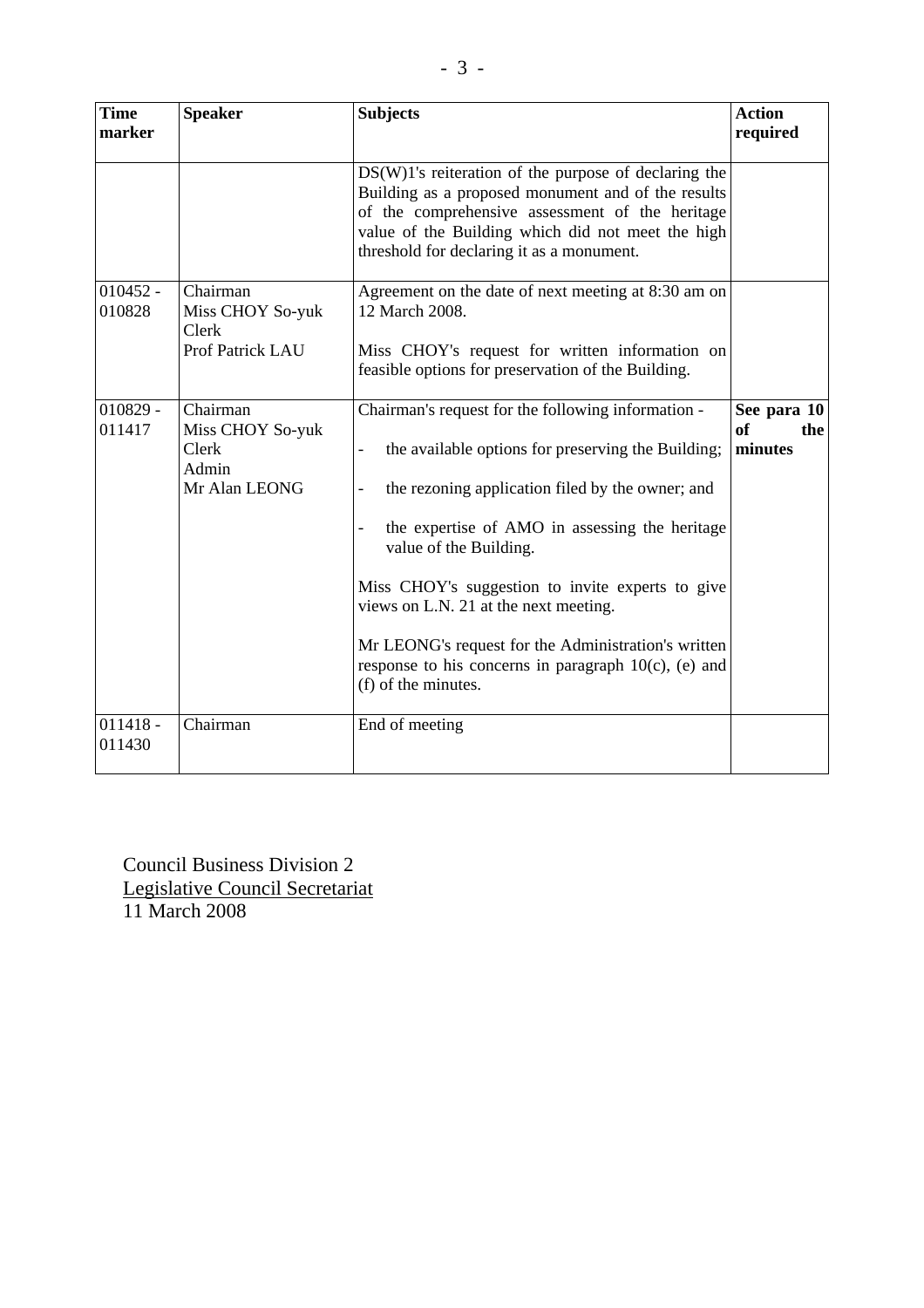| Time marker | Speaker | Subjects | Action required |
|---|---|---|---|
| | | DS(W)1's reiteration of the purpose of declaring the Building as a proposed monument and of the results of the comprehensive assessment of the heritage value of the Building which did not meet the high threshold for declaring it as a monument. | |
| 010452 - 010828 | Chairman<br>Miss CHOY So-yuk<br>Clerk<br>Prof Patrick LAU | Agreement on the date of next meeting at 8:30 am on 12 March 2008.<br><br>Miss CHOY's request for written information on feasible options for preservation of the Building. | |
| 010829 - 011417 | Chairman<br>Miss CHOY So-yuk<br>Clerk<br>Admin<br>Mr Alan LEONG | Chairman's request for the following information -<br><br>- the available options for preserving the Building;<br><br>- the rezoning application filed by the owner; and<br><br>- the expertise of AMO in assessing the heritage value of the Building.<br><br>Miss CHOY's suggestion to invite experts to give views on L.N. 21 at the next meeting.<br><br>Mr LEONG's request for the Administration's written response to his concerns in paragraph 10(c), (e) and (f) of the minutes. | **See para 10 of the minutes** |
| 011418 - 011430 | Chairman | End of meeting | |

Council Business Division 2
Legislative Council Secretariat
11 March 2008